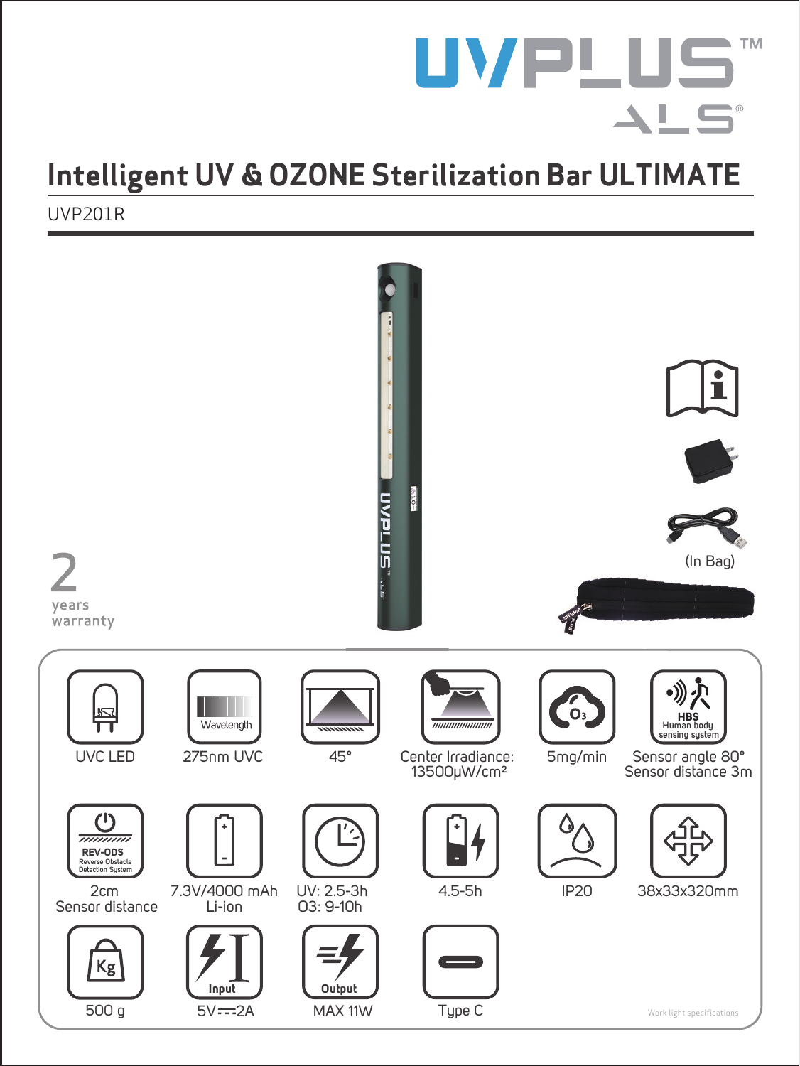# UVPLUS™ ALS®

## Intelligent UV & OZONE Sterilization Bar ULTIMATE

UVP201R

(In Bag)

2 years warranty

| | | | | | |
|---|---|---|---|---|---|
| UVC LED | Wavelength: 275nm UVC | 45° | Center Irradiance: 13500μW/cm² | $O_3$: 5mg/min | HBS Human body sensing system: Sensor angle 80°, Sensor distance 3m |
| REV-ODS Reverse Obstacle Detection System: 2cm Sensor distance | 7.3V/4000 mAh Li-ion | UV: 2.5-3h, O3: 9-10h | 4.5-5h | IP20 | 38x33x320mm |
| Kg: 500 g | Input: 5V⎓2A | Output: MAX 11W | Type C | | |

Work light specifications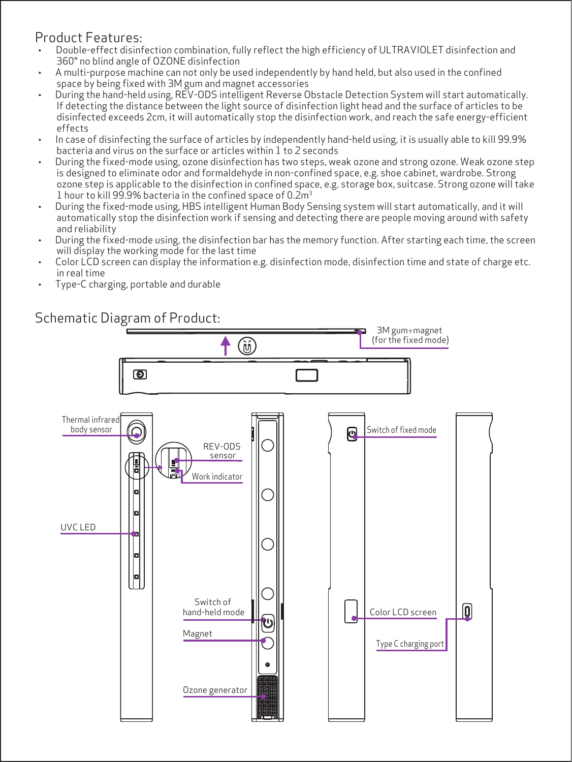## Product Features:

- Double-effect disinfection combination, fully reflect the high efficiency of ULTRAVIOLET disinfection and 360° no blind angle of OZONE disinfection
- A multi-purpose machine can not only be used independently by hand held, but also used in the confined space by being fixed with 3M gum and magnet accessories
- During the hand-held using, REV-ODS intelligent Reverse Obstacle Detection System will start automatically. If detecting the distance between the light source of disinfection light head and the surface of articles to be disinfected exceeds 2cm, it will automatically stop the disinfection work, and reach the safe energy-efficient effects
- In case of disinfecting the surface of articles by independently hand-held using, it is usually able to kill 99.9% bacteria and virus on the surface or articles within 1 to 2 seconds
- During the fixed-mode using, ozone disinfection has two steps, weak ozone and strong ozone. Weak ozone step is designed to eliminate odor and formaldehyde in non-confined space, e.g. shoe cabinet, wardrobe. Strong ozone step is applicable to the disinfection in confined space, e.g. storage box, suitcase. Strong ozone will take 1 hour to kill 99.9% bacteria in the confined space of $0.2m^3$
- During the fixed-mode using, HBS intelligent Human Body Sensing system will start automatically, and it will automatically stop the disinfection work if sensing and detecting there are people moving around with safety and reliability
- During the fixed-mode using, the disinfection bar has the memory function. After starting each time, the screen will display the working mode for the last time
- Color LCD screen can display the information e.g. disinfection mode, disinfection time and state of charge etc. in real time
- Type-C charging, portable and durable

## Schematic Diagram of Product:

3M gum+magnet (for the fixed mode)

Thermal infrared body sensor

REV-ODS sensor

Work indicator

UVC LED

Switch of hand-held mode

Magnet

Ozone generator

Switch of fixed mode

Color LCD screen

Type C charging port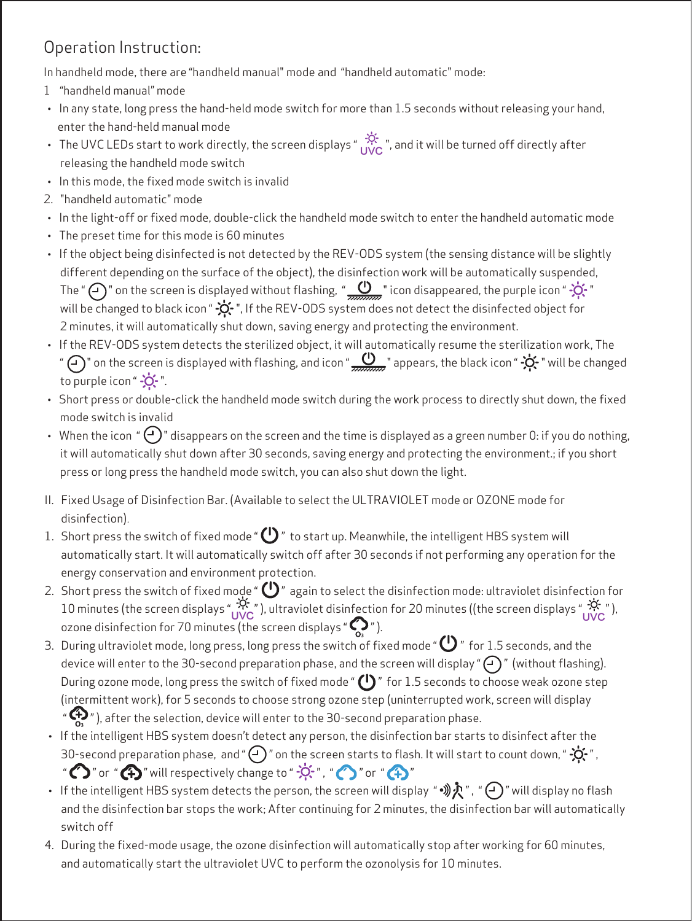## Operation Instruction:

In handheld mode, there are "handheld manual" mode and "handheld automatic" mode:

1 "handheld manual" mode

- In any state, long press the hand-held mode switch for more than 1.5 seconds without releasing your hand, enter the hand-held manual mode
- The UVC LEDs start to work directly, the screen displays " UVC ", and it will be turned off directly after releasing the handheld mode switch
- In this mode, the fixed mode switch is invalid

2. "handheld automatic" mode

- In the light-off or fixed mode, double-click the handheld mode switch to enter the handheld automatic mode
- The preset time for this mode is 60 minutes
- If the object being disinfected is not detected by the REV-ODS system (the sensing distance will be slightly different depending on the surface of the object), the disinfection work will be automatically suspended, The " " on the screen is displayed without flashing, " " icon disappeared, the purple icon " " will be changed to black icon " ", If the REV-ODS system does not detect the disinfected object for 2 minutes, it will automatically shut down, saving energy and protecting the environment.
- If the REV-ODS system detects the sterilized object, it will automatically resume the sterilization work, The " " on the screen is displayed with flashing, and icon " " appears, the black icon " " will be changed to purple icon " ".
- Short press or double-click the handheld mode switch during the work process to directly shut down, the fixed mode switch is invalid
- When the icon " " disappears on the screen and the time is displayed as a green number 0: if you do nothing, it will automatically shut down after 30 seconds, saving energy and protecting the environment.; if you short press or long press the handheld mode switch, you can also shut down the light.

II. Fixed Usage of Disinfection Bar. (Available to select the ULTRAVIOLET mode or OZONE mode for disinfection).

1. Short press the switch of fixed mode " " to start up. Meanwhile, the intelligent HBS system will automatically start. It will automatically switch off after 30 seconds if not performing any operation for the energy conservation and environment protection.
2. Short press the switch of fixed mode " " again to select the disinfection mode: ultraviolet disinfection for 10 minutes (the screen displays " UVC "), ultraviolet disinfection for 20 minutes ((the screen displays " UVC "), ozone disinfection for 70 minutes (the screen displays " $O_3$ ").
3. During ultraviolet mode, long press, long press the switch of fixed mode " " for 1.5 seconds, and the device will enter to the 30-second preparation phase, and the screen will display " " (without flashing). During ozone mode, long press the switch of fixed mode " " for 1.5 seconds to choose weak ozone step (intermittent work), for 5 seconds to choose strong ozone step (uninterrupted work, screen will display " $O_3$ "), after the selection, device will enter to the 30-second preparation phase.
   - If the intelligent HBS system doesn't detect any person, the disinfection bar starts to disinfect after the 30-second preparation phase, and " " on the screen starts to flash. It will start to count down, " ", " " or " " will respectively change to " ", " " or " "
   - If the intelligent HBS system detects the person, the screen will display " ", " " will display no flash and the disinfection bar stops the work; After continuing for 2 minutes, the disinfection bar will automatically switch off
4. During the fixed-mode usage, the ozone disinfection will automatically stop after working for 60 minutes, and automatically start the ultraviolet UVC to perform the ozonolysis for 10 minutes.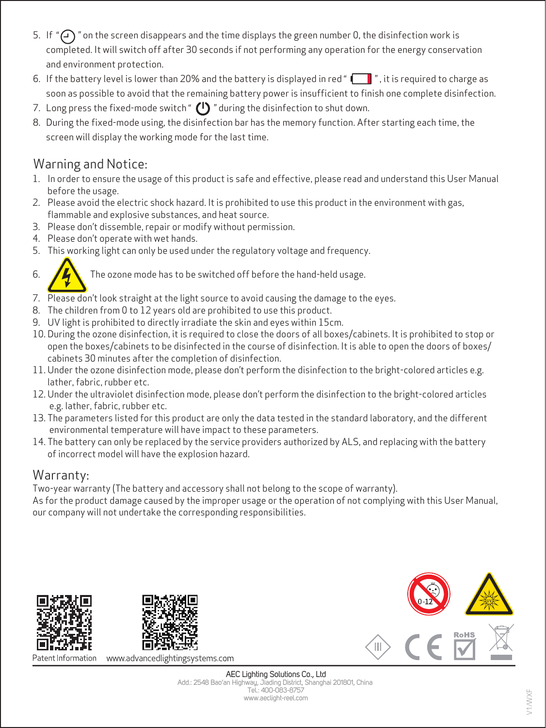5. If " " on the screen disappears and the time displays the green number 0, the disinfection work is completed. It will switch off after 30 seconds if not performing any operation for the energy conservation and environment protection.
6. If the battery level is lower than 20% and the battery is displayed in red " ", it is required to charge as soon as possible to avoid that the remaining battery power is insufficient to finish one complete disinfection.
7. Long press the fixed-mode switch " " during the disinfection to shut down.
8. During the fixed-mode using, the disinfection bar has the memory function. After starting each time, the screen will display the working mode for the last time.

## Warning and Notice:

1. In order to ensure the usage of this product is safe and effective, please read and understand this User Manual before the usage.
2. Please avoid the electric shock hazard. It is prohibited to use this product in the environment with gas, flammable and explosive substances, and heat source.
3. Please don't dissemble, repair or modify without permission.
4. Please don't operate with wet hands.
5. This working light can only be used under the regulatory voltage and frequency.
6. The ozone mode has to be switched off before the hand-held usage.
7. Please don't look straight at the light source to avoid causing the damage to the eyes.
8. The children from 0 to 12 years old are prohibited to use this product.
9. UV light is prohibited to directly irradiate the skin and eyes within 15cm.
10. During the ozone disinfection, it is required to close the doors of all boxes/cabinets. It is prohibited to stop or open the boxes/cabinets to be disinfected in the course of disinfection. It is able to open the doors of boxes/ cabinets 30 minutes after the completion of disinfection.
11. Under the ozone disinfection mode, please don't perform the disinfection to the bright-colored articles e.g. lather, fabric, rubber etc.
12. Under the ultraviolet disinfection mode, please don't perform the disinfection to the bright-colored articles e.g. lather, fabric, rubber etc.
13. The parameters listed for this product are only the data tested in the standard laboratory, and the different environmental temperature will have impact to these parameters.
14. The battery can only be replaced by the service providers authorized by ALS, and replacing with the battery of incorrect model will have the explosion hazard.

## Warranty:

Two-year warranty (The battery and accessory shall not belong to the scope of warranty).
As for the product damage caused by the improper usage or the operation of not complying with this User Manual, our company will not undertake the corresponding responsibilities.

Patent Information

www.advancedlightingsystems.com

0-12

UV

RoHS

AEC Lighting Solutions Co., Ltd
Add.: 2548 Bao'an Highway, Jiading District, Shanghai 201801, China
Tel.: 400-083-8757
www.aeclight-reel.com

V1/WXF